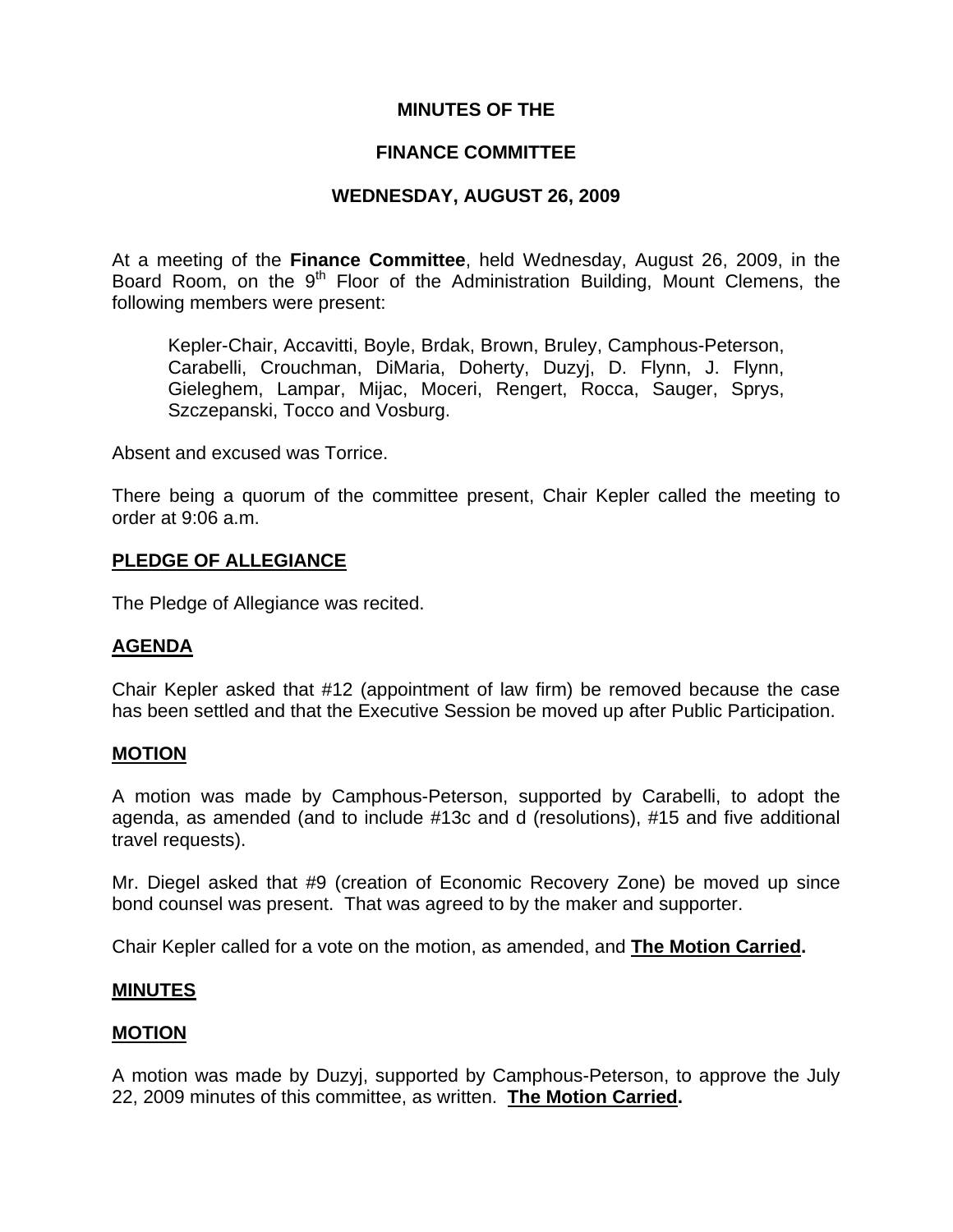# MINUTES OF THE

# FINANCE COMMITTEE

# WEDNESDAY, AUGUST 26, 2009

At a meeting of the **Finance Committee**, held Wednesday, August 26, 2009, in the Board Room, on the 9th Floor of the Administration Building, Mount Clemens, the following members were present:

> Kepler-Chair, Accavitti, Boyle, Brdak, Brown, Bruley, Camphous-Peterson, Carabelli, Crouchman, DiMaria, Doherty, Duzyj, D. Flynn, J. Flynn, Gieleghem, Lampar, Mijac, Moceri, Rengert, Rocca, Sauger, Sprys, Szczepanski, Tocco and Vosburg.

Absent and excused was Torrice.

There being a quorum of the committee present, Chair Kepler called the meeting to order at 9:06 a.m.

## PLEDGE OF ALLEGIANCE

The Pledge of Allegiance was recited.

## AGENDA

Chair Kepler asked that #12 (appointment of law firm) be removed because the case has been settled and that the Executive Session be moved up after Public Participation.

## MOTION

A motion was made by Camphous-Peterson, supported by Carabelli, to adopt the agenda, as amended (and to include #13c and d (resolutions), #15 and five additional travel requests).

Mr. Diegel asked that #9 (creation of Economic Recovery Zone) be moved up since bond counsel was present. That was agreed to by the maker and supporter.

Chair Kepler called for a vote on the motion, as amended, and **The Motion Carried.**

## MINUTES

## MOTION

A motion was made by Duzyj, supported by Camphous-Peterson, to approve the July 22, 2009 minutes of this committee, as written. **The Motion Carried.**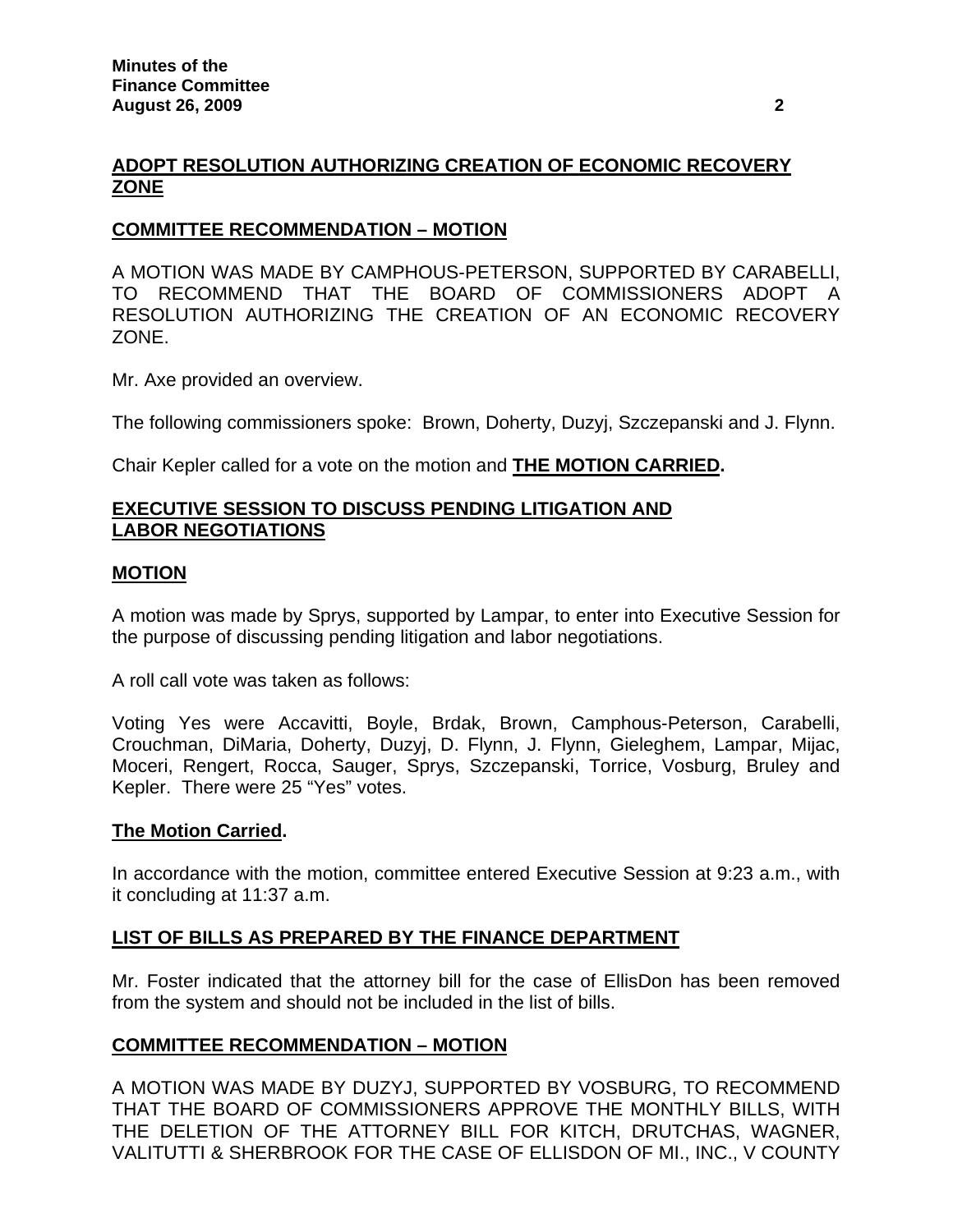## ADOPT RESOLUTION AUTHORIZING CREATION OF ECONOMIC RECOVERY ZONE

### COMMITTEE RECOMMENDATION – MOTION

A MOTION WAS MADE BY CAMPHOUS-PETERSON, SUPPORTED BY CARABELLI, TO RECOMMEND THAT THE BOARD OF COMMISSIONERS ADOPT A RESOLUTION AUTHORIZING THE CREATION OF AN ECONOMIC RECOVERY ZONE.

Mr. Axe provided an overview.

The following commissioners spoke: Brown, Doherty, Duzyj, Szczepanski and J. Flynn.

Chair Kepler called for a vote on the motion and **THE MOTION CARRIED.**

## EXECUTIVE SESSION TO DISCUSS PENDING LITIGATION AND LABOR NEGOTIATIONS

### MOTION

A motion was made by Sprys, supported by Lampar, to enter into Executive Session for the purpose of discussing pending litigation and labor negotiations.

A roll call vote was taken as follows:

Voting Yes were Accavitti, Boyle, Brdak, Brown, Camphous-Peterson, Carabelli, Crouchman, DiMaria, Doherty, Duzyj, D. Flynn, J. Flynn, Gieleghem, Lampar, Mijac, Moceri, Rengert, Rocca, Sauger, Sprys, Szczepanski, Torrice, Vosburg, Bruley and Kepler. There were 25 "Yes" votes.

**The Motion Carried.**

In accordance with the motion, committee entered Executive Session at 9:23 a.m., with it concluding at 11:37 a.m.

## LIST OF BILLS AS PREPARED BY THE FINANCE DEPARTMENT

Mr. Foster indicated that the attorney bill for the case of EllisDon has been removed from the system and should not be included in the list of bills.

### COMMITTEE RECOMMENDATION – MOTION

A MOTION WAS MADE BY DUZYJ, SUPPORTED BY VOSBURG, TO RECOMMEND THAT THE BOARD OF COMMISSIONERS APPROVE THE MONTHLY BILLS, WITH THE DELETION OF THE ATTORNEY BILL FOR KITCH, DRUTCHAS, WAGNER, VALITUTTI & SHERBROOK FOR THE CASE OF ELLISDON OF MI., INC., V COUNTY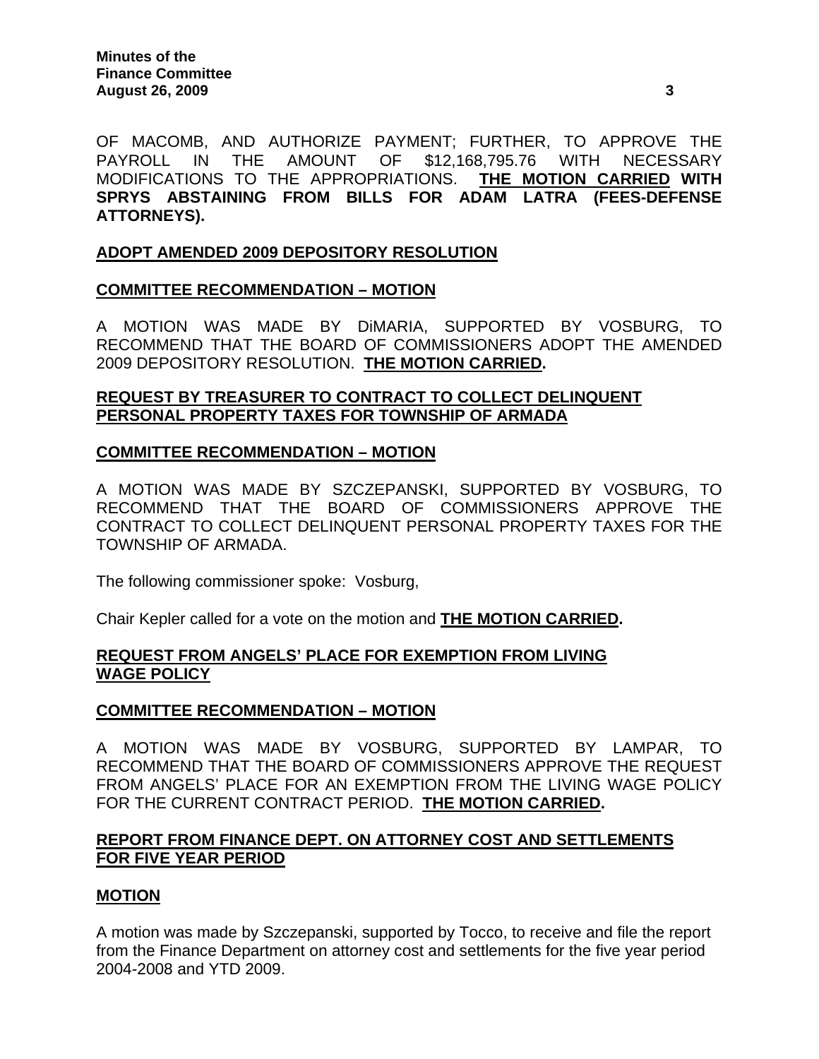OF MACOMB, AND AUTHORIZE PAYMENT; FURTHER, TO APPROVE THE PAYROLL IN THE AMOUNT OF $12,168,795.76 WITH NECESSARY MODIFICATIONS TO THE APPROPRIATIONS. **THE MOTION CARRIED WITH SPRYS ABSTAINING FROM BILLS FOR ADAM LATRA (FEES-DEFENSE ATTORNEYS).**

**ADOPT AMENDED 2009 DEPOSITORY RESOLUTION**

**COMMITTEE RECOMMENDATION – MOTION**

A MOTION WAS MADE BY DiMARIA, SUPPORTED BY VOSBURG, TO RECOMMEND THAT THE BOARD OF COMMISSIONERS ADOPT THE AMENDED 2009 DEPOSITORY RESOLUTION. **THE MOTION CARRIED.**

**REQUEST BY TREASURER TO CONTRACT TO COLLECT DELINQUENT PERSONAL PROPERTY TAXES FOR TOWNSHIP OF ARMADA**

**COMMITTEE RECOMMENDATION – MOTION**

A MOTION WAS MADE BY SZCZEPANSKI, SUPPORTED BY VOSBURG, TO RECOMMEND THAT THE BOARD OF COMMISSIONERS APPROVE THE CONTRACT TO COLLECT DELINQUENT PERSONAL PROPERTY TAXES FOR THE TOWNSHIP OF ARMADA.

The following commissioner spoke: Vosburg,

Chair Kepler called for a vote on the motion and **THE MOTION CARRIED.**

**REQUEST FROM ANGELS' PLACE FOR EXEMPTION FROM LIVING WAGE POLICY**

**COMMITTEE RECOMMENDATION – MOTION**

A MOTION WAS MADE BY VOSBURG, SUPPORTED BY LAMPAR, TO RECOMMEND THAT THE BOARD OF COMMISSIONERS APPROVE THE REQUEST FROM ANGELS' PLACE FOR AN EXEMPTION FROM THE LIVING WAGE POLICY FOR THE CURRENT CONTRACT PERIOD. **THE MOTION CARRIED.**

**REPORT FROM FINANCE DEPT. ON ATTORNEY COST AND SETTLEMENTS FOR FIVE YEAR PERIOD**

**MOTION**

A motion was made by Szczepanski, supported by Tocco, to receive and file the report from the Finance Department on attorney cost and settlements for the five year period 2004-2008 and YTD 2009.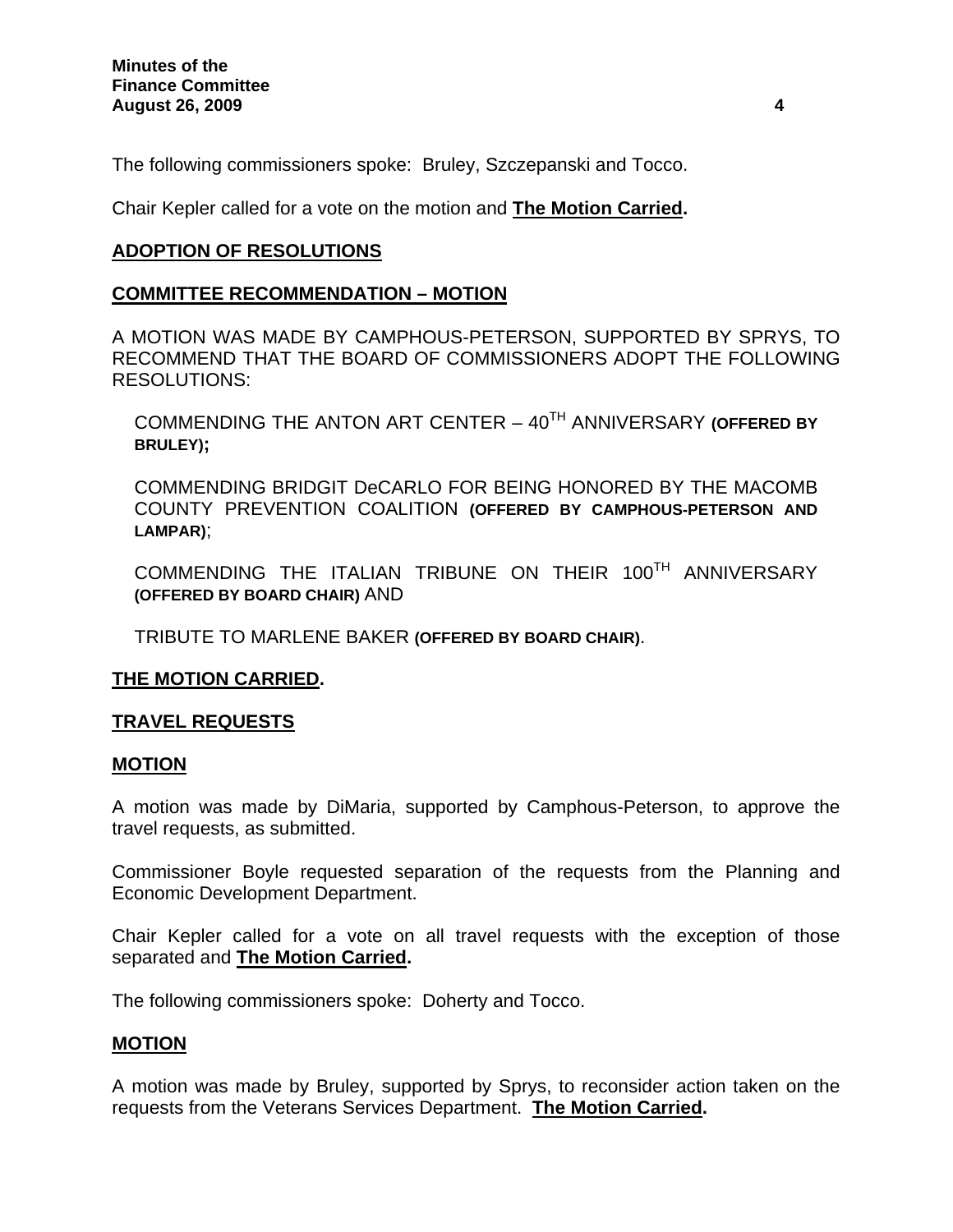The following commissioners spoke: Bruley, Szczepanski and Tocco.

Chair Kepler called for a vote on the motion and **The Motion Carried.**

## ADOPTION OF RESOLUTIONS

## COMMITTEE RECOMMENDATION – MOTION

A MOTION WAS MADE BY CAMPHOUS-PETERSON, SUPPORTED BY SPRYS, TO RECOMMEND THAT THE BOARD OF COMMISSIONERS ADOPT THE FOLLOWING RESOLUTIONS:

COMMENDING THE ANTON ART CENTER – 40TH ANNIVERSARY **(OFFERED BY BRULEY);**

COMMENDING BRIDGIT DeCARLO FOR BEING HONORED BY THE MACOMB COUNTY PREVENTION COALITION **(OFFERED BY CAMPHOUS-PETERSON AND LAMPAR)**;

COMMENDING THE ITALIAN TRIBUNE ON THEIR 100TH ANNIVERSARY **(OFFERED BY BOARD CHAIR)** AND

TRIBUTE TO MARLENE BAKER **(OFFERED BY BOARD CHAIR)**.

**THE MOTION CARRIED.**

## TRAVEL REQUESTS

## MOTION

A motion was made by DiMaria, supported by Camphous-Peterson, to approve the travel requests, as submitted.

Commissioner Boyle requested separation of the requests from the Planning and Economic Development Department.

Chair Kepler called for a vote on all travel requests with the exception of those separated and **The Motion Carried.**

The following commissioners spoke: Doherty and Tocco.

## MOTION

A motion was made by Bruley, supported by Sprys, to reconsider action taken on the requests from the Veterans Services Department. **The Motion Carried.**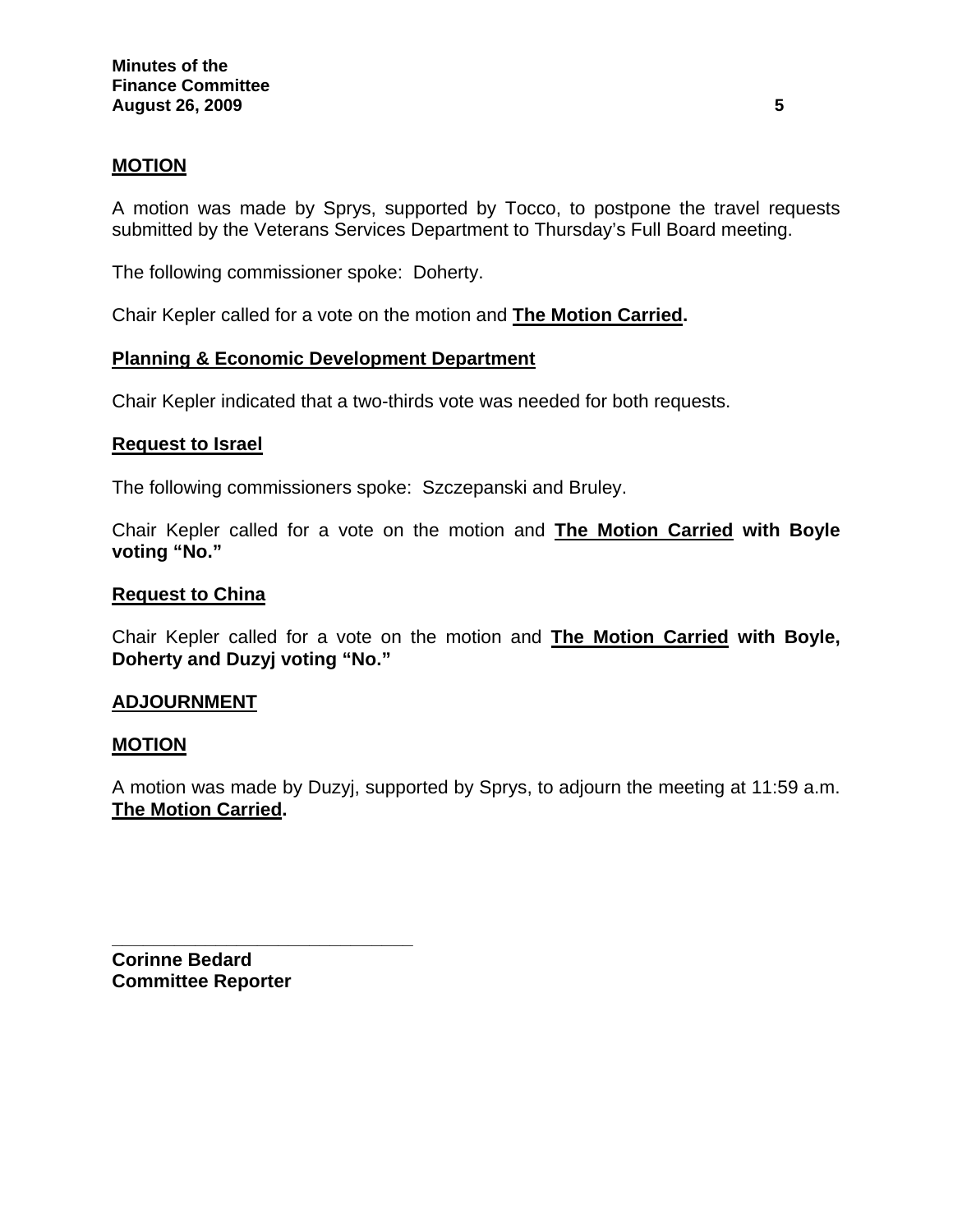**MOTION**

A motion was made by Sprys, supported by Tocco, to postpone the travel requests submitted by the Veterans Services Department to Thursday's Full Board meeting.

The following commissioner spoke: Doherty.

Chair Kepler called for a vote on the motion and **The Motion Carried.**

**Planning & Economic Development Department**

Chair Kepler indicated that a two-thirds vote was needed for both requests.

**Request to Israel**

The following commissioners spoke: Szczepanski and Bruley.

Chair Kepler called for a vote on the motion and **The Motion Carried with Boyle voting "No."**

**Request to China**

Chair Kepler called for a vote on the motion and **The Motion Carried with Boyle, Doherty and Duzyj voting "No."**

**ADJOURNMENT**

**MOTION**

A motion was made by Duzyj, supported by Sprys, to adjourn the meeting at 11:59 a.m. **The Motion Carried.**

______________________________

**Corinne Bedard**
**Committee Reporter**